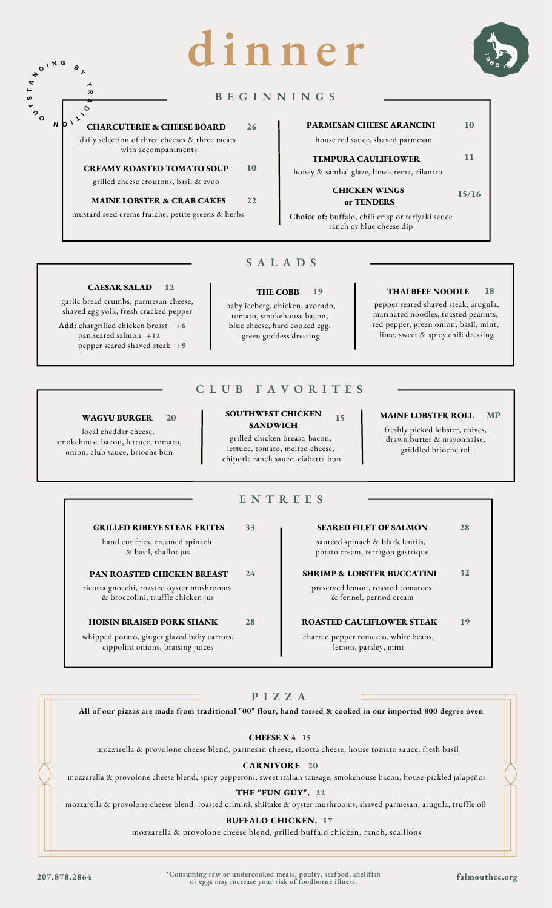# dinner

OUTSTANDING BY TRADITION

## BEGINNINGS

**CHARCUTERIE & CHEESE BOARD** 26
daily selection of three cheeses & three meats with accompaniments

**CREAMY ROASTED TOMATO SOUP** 10
grilled cheese croutons, basil & evoo

**MAINE LOBSTER & CRAB CAKES** 22
mustard seed creme fraiche, petite greens & herbs

**PARMESAN CHEESE ARANCINI** 10
house red sauce, shaved parmesan

**TEMPURA CAULIFLOWER** 11
honey & sambal glaze, lime-crema, cilantro

**CHICKEN WINGS or TENDERS** 15/16
**Choice of:** buffalo, chili crisp or teriyaki sauce
ranch or blue cheese dip

## SALADS

**CAESAR SALAD** 12
garlic bread crumbs, parmesan cheese, shaved egg yolk, fresh cracked pepper
**Add:** chargrilled chicken breast +6
pan seared salmon +12
pepper seared shaved steak +9

**THE COBB** 19
baby iceberg, chicken, avocado, tomato, smokehouse bacon, blue cheese, hard cooked egg, green goddess dressing

**THAI BEEF NOODLE** 18
pepper seared shaved steak, arugula, marinated noodles, toasted peanuts, red pepper, green onion, basil, mint, lime, sweet & spicy chili dressing

## CLUB FAVORITES

**WAGYU BURGER** 20
local cheddar cheese, smokehouse bacon, lettuce, tomato, onion, club sauce, brioche bun

**SOUTHWEST CHICKEN SANDWICH** 15
grilled chicken breast, bacon, lettuce, tomato, melted cheese, chipotle ranch sauce, ciabatta bun

**MAINE LOBSTER ROLL** MP
freshly picked lobster, chives, drawn butter & mayonnaise, griddled brioche roll

## ENTREES

**GRILLED RIBEYE STEAK FRITES** 33
hand cut fries, creamed spinach & basil, shallot jus

**PAN ROASTED CHICKEN BREAST** 24
ricotta gnocchi, roasted oyster mushrooms & broccolini, truffle chicken jus

**HOISIN BRAISED PORK SHANK** 28
whipped potato, ginger glazed baby carrots, cippolini onions, braising juices

**SEARED FILET OF SALMON** 28
sautéed spinach & black lentils, potato cream, terragon gastrique

**SHRIMP & LOBSTER BUCCATINI** 32
preserved lemon, roasted tomatoes & fennel, pernod cream

**ROASTED CAULIFLOWER STEAK** 19
charred pepper romesco, white beans, lemon, parsley, mint

## PIZZA

**All of our pizzas are made from traditional "00" flour, hand tossed & cooked in our imported 800 degree oven**

**CHEESE X 4** 15
mozzarella & provolone cheese blend, parmesan cheese, ricotta cheese, house tomato sauce, fresh basil

**CARNIVORE** 20
mozzarella & provolone cheese blend, spicy pepperoni, sweet italian sausage, smokehouse bacon, house-pickled jalapeños

**THE "FUN GUY".** 22
mozzarella & provolone cheese blend, roasted crimini, shiitake & oyster mushrooms, shaved parmesan, arugula, truffle oil

**BUFFALO CHICKEN.** 17
mozzarella & provolone cheese blend, grilled buffalo chicken, ranch, scallions

207.878.2864

*Consuming raw or undercooked meats, poulty, seafood, shellfish or eggs may increase your risk of foodborne illness.

falmouthcc.org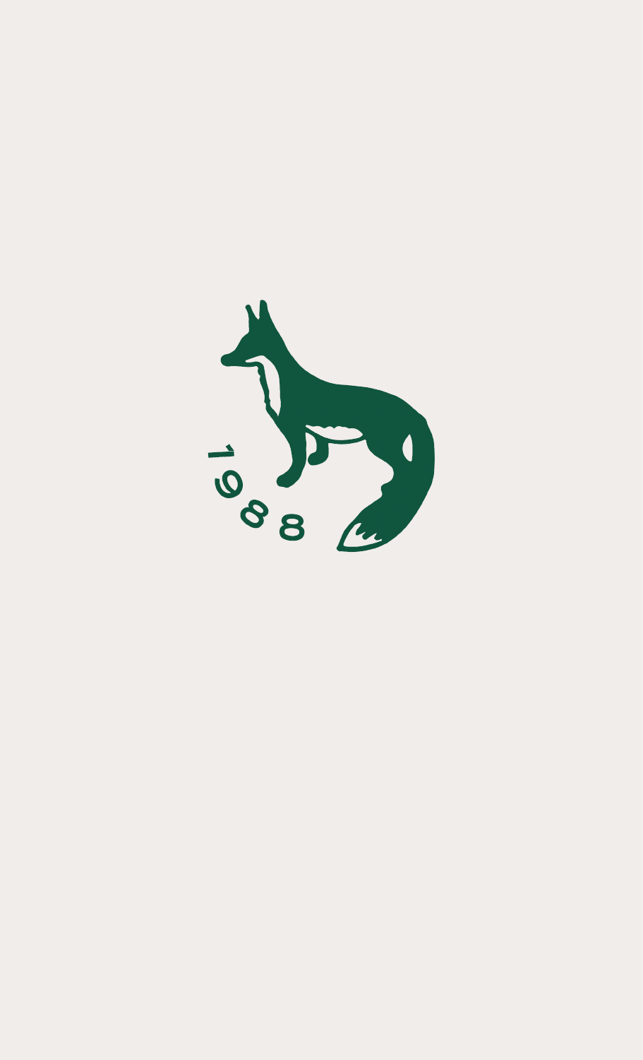1988